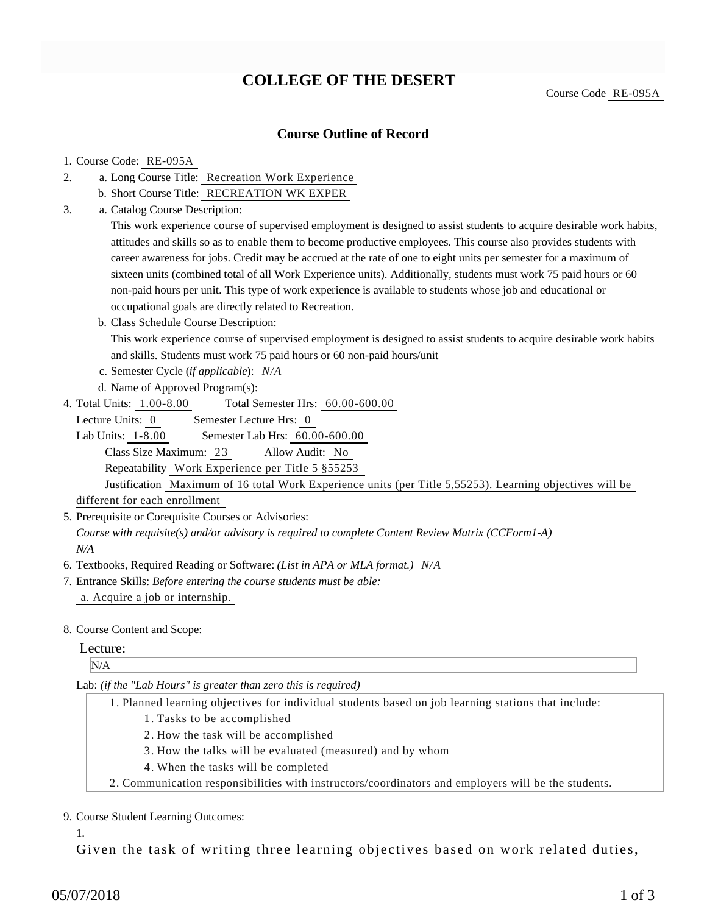# COLLEGE OF THE DESERT

Course Code RE-095A

## Course Outline of Record

1. Course Code: RE-095A
2. a. Long Course Title: Recreation Work Experience
   b. Short Course Title: RECREATION WK EXPER
3. a. Catalog Course Description:
   This work experience course of supervised employment is designed to assist students to acquire desirable work habits, attitudes and skills so as to enable them to become productive employees. This course also provides students with career awareness for jobs. Credit may be accrued at the rate of one to eight units per semester for a maximum of sixteen units (combined total of all Work Experience units). Additionally, students must work 75 paid hours or 60 non-paid hours per unit. This type of work experience is available to students whose job and educational or occupational goals are directly related to Recreation.
   b. Class Schedule Course Description:
   This work experience course of supervised employment is designed to assist students to acquire desirable work habits and skills. Students must work 75 paid hours or 60 non-paid hours/unit
   c. Semester Cycle (*if applicable*): *N/A*
   d. Name of Approved Program(s):
4. Total Units: 1.00-8.00 Total Semester Hrs: 60.00-600.00
   Lecture Units: 0 Semester Lecture Hrs: 0
   Lab Units: 1-8.00 Semester Lab Hrs: 60.00-600.00
   Class Size Maximum: 23 Allow Audit: No
   Repeatability Work Experience per Title 5 §55253
   Justification Maximum of 16 total Work Experience units (per Title 5,55253). Learning objectives will be different for each enrollment
5. Prerequisite or Corequisite Courses or Advisories:
   *Course with requisite(s) and/or advisory is required to complete Content Review Matrix (CCForm1-A)*
   *N/A*
6. Textbooks, Required Reading or Software: *(List in APA or MLA format.)* *N/A*
7. Entrance Skills: *Before entering the course students must be able:*
   a. Acquire a job or internship.
8. Course Content and Scope:

   Lecture:

   N/A

   Lab: *(if the "Lab Hours" is greater than zero this is required)*

   1. Planned learning objectives for individual students based on job learning stations that include:
      1. Tasks to be accomplished
      2. How the task will be accomplished
      3. How the talks will be evaluated (measured) and by whom
      4. When the tasks will be completed
   2. Communication responsibilities with instructors/coordinators and employers will be the students.

9. Course Student Learning Outcomes:

   1.

   Given the task of writing three learning objectives based on work related duties,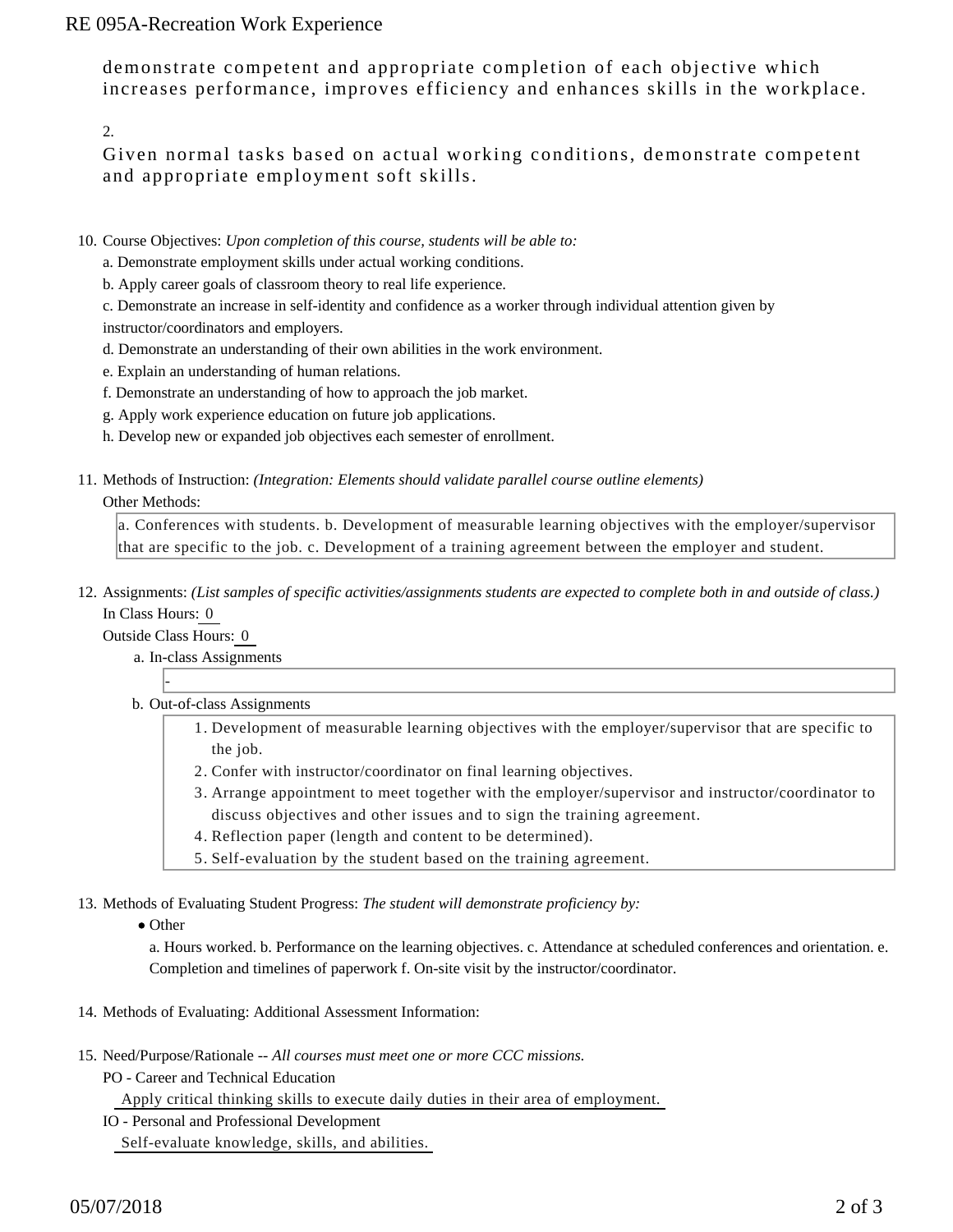demonstrate competent and appropriate completion of each objective which increases performance, improves efficiency and enhances skills in the workplace.

2.

Given normal tasks based on actual working conditions, demonstrate competent and appropriate employment soft skills.

10. Course Objectives: *Upon completion of this course, students will be able to:*

    a. Demonstrate employment skills under actual working conditions.

    b. Apply career goals of classroom theory to real life experience.

    c. Demonstrate an increase in self-identity and confidence as a worker through individual attention given by instructor/coordinators and employers.

    d. Demonstrate an understanding of their own abilities in the work environment.

    e. Explain an understanding of human relations.

    f. Demonstrate an understanding of how to approach the job market.

    g. Apply work experience education on future job applications.

    h. Develop new or expanded job objectives each semester of enrollment.

11. Methods of Instruction: *(Integration: Elements should validate parallel course outline elements)*

    Other Methods:

    a. Conferences with students. b. Development of measurable learning objectives with the employer/supervisor that are specific to the job. c. Development of a training agreement between the employer and student.

12. Assignments: *(List samples of specific activities/assignments students are expected to complete both in and outside of class.)*

    In Class Hours: 0

    Outside Class Hours: 0

    a. In-class Assignments

       -

    b. Out-of-class Assignments

       1. Development of measurable learning objectives with the employer/supervisor that are specific to the job.
       2. Confer with instructor/coordinator on final learning objectives.
       3. Arrange appointment to meet together with the employer/supervisor and instructor/coordinator to discuss objectives and other issues and to sign the training agreement.
       4. Reflection paper (length and content to be determined).
       5. Self-evaluation by the student based on the training agreement.

13. Methods of Evaluating Student Progress: *The student will demonstrate proficiency by:*

    - Other

      a. Hours worked. b. Performance on the learning objectives. c. Attendance at scheduled conferences and orientation. e. Completion and timelines of paperwork f. On-site visit by the instructor/coordinator.

14. Methods of Evaluating: Additional Assessment Information:

15. Need/Purpose/Rationale -- *All courses must meet one or more CCC missions.*

    PO - Career and Technical Education

    Apply critical thinking skills to execute daily duties in their area of employment.

    IO - Personal and Professional Development

    Self-evaluate knowledge, skills, and abilities.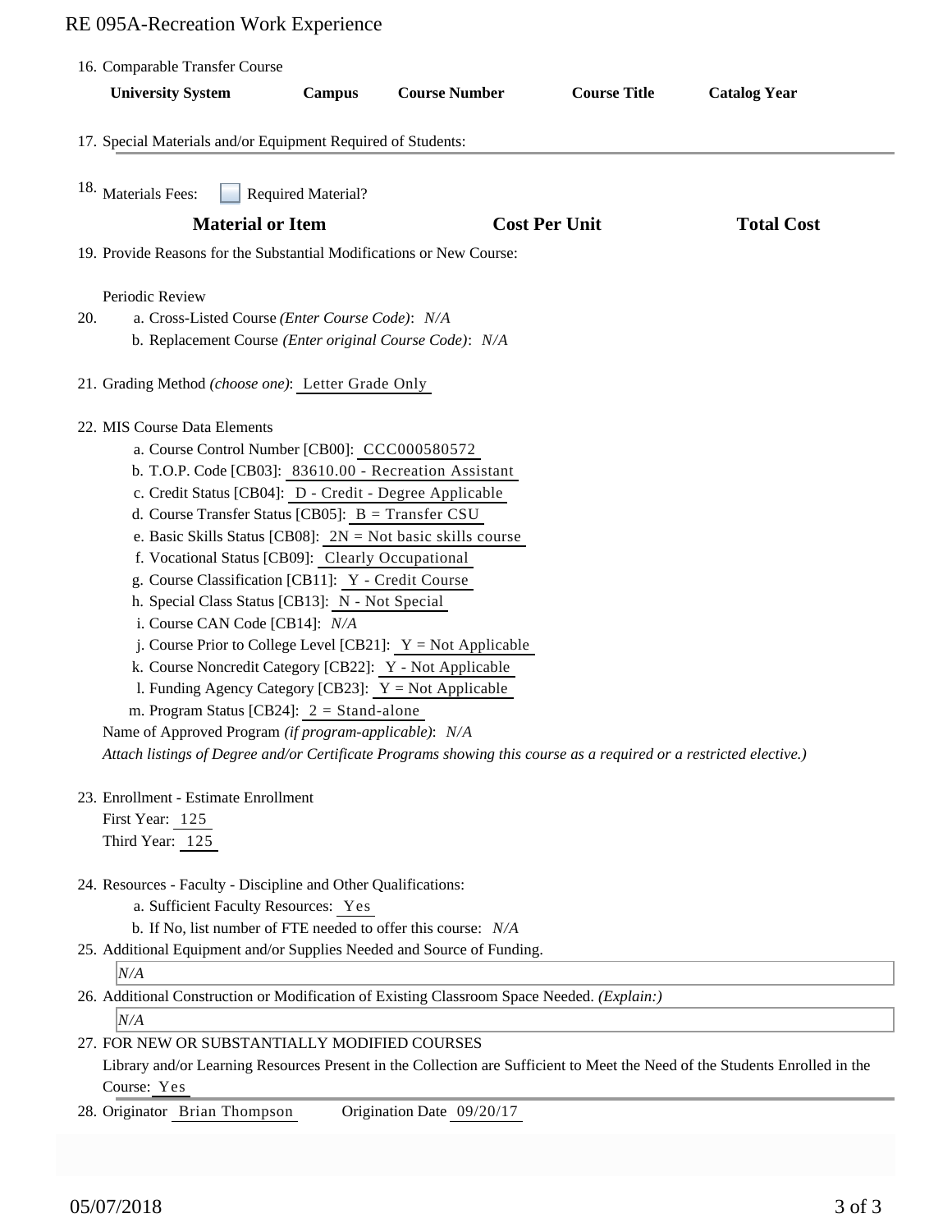16. Comparable Transfer Course

| University System | Campus | Course Number | Course Title | Catalog Year |
|---|---|---|---|---|

17. Special Materials and/or Equipment Required of Students:

18. Materials Fees: ☐ Required Material?

| Material or Item | Cost Per Unit | Total Cost |
|---|---|---|

19. Provide Reasons for the Substantial Modifications or New Course:

Periodic Review

20. a. Cross-Listed Course *(Enter Course Code)*: *N/A*
    b. Replacement Course *(Enter original Course Code)*: *N/A*

21. Grading Method *(choose one)*: Letter Grade Only

22. MIS Course Data Elements
    a. Course Control Number [CB00]: CCC000580572
    b. T.O.P. Code [CB03]: 83610.00 - Recreation Assistant
    c. Credit Status [CB04]: D - Credit - Degree Applicable
    d. Course Transfer Status [CB05]: B = Transfer CSU
    e. Basic Skills Status [CB08]: 2N = Not basic skills course
    f. Vocational Status [CB09]: Clearly Occupational
    g. Course Classification [CB11]: Y - Credit Course
    h. Special Class Status [CB13]: N - Not Special
    i. Course CAN Code [CB14]: *N/A*
    j. Course Prior to College Level [CB21]: Y = Not Applicable
    k. Course Noncredit Category [CB22]: Y - Not Applicable
    l. Funding Agency Category [CB23]: Y = Not Applicable
    m. Program Status [CB24]: 2 = Stand-alone

    Name of Approved Program *(if program-applicable)*: *N/A*

    *Attach listings of Degree and/or Certificate Programs showing this course as a required or a restricted elective.)*

23. Enrollment - Estimate Enrollment
    First Year: 125
    Third Year: 125

24. Resources - Faculty - Discipline and Other Qualifications:
    a. Sufficient Faculty Resources: Yes
    b. If No, list number of FTE needed to offer this course: *N/A*

25. Additional Equipment and/or Supplies Needed and Source of Funding.
    *N/A*

26. Additional Construction or Modification of Existing Classroom Space Needed. *(Explain:)*
    *N/A*

27. FOR NEW OR SUBSTANTIALLY MODIFIED COURSES
    Library and/or Learning Resources Present in the Collection are Sufficient to Meet the Need of the Students Enrolled in the Course: Yes

28. Originator Brian Thompson Origination Date 09/20/17